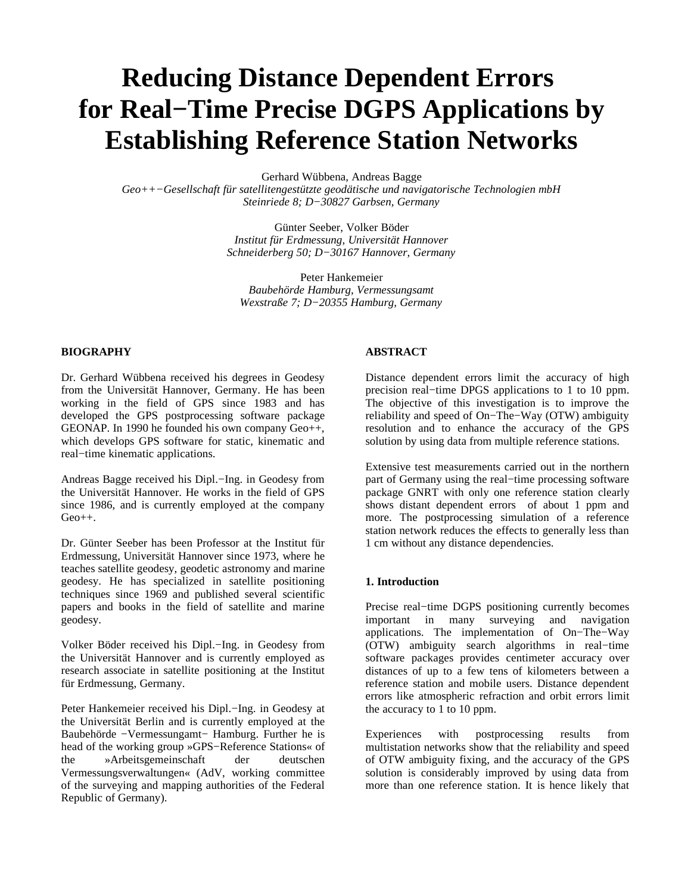# Reducing Distance Dependent Errors for Real−Time Precise DGPS Applications by Establishing Reference Station Networks

Gerhard Wübbena, Andreas Bagge
*Geo++−Gesellschaft für satellitengestützte geodätische und navigatorische Technologien mbH*
*Steinriede 8; D−30827 Garbsen, Germany*

Günter Seeber, Volker Böder
*Institut für Erdmessung, Universität Hannover*
*Schneiderberg 50; D−30167 Hannover, Germany*

Peter Hankemeier
*Baubehörde Hamburg, Vermessungsamt*
*Wexstraße 7; D−20355 Hamburg, Germany*

**BIOGRAPHY**

Dr. Gerhard Wübbena received his degrees in Geodesy from the Universität Hannover, Germany. He has been working in the field of GPS since 1983 and has developed the GPS postprocessing software package GEONAP. In 1990 he founded his own company Geo++, which develops GPS software for static, kinematic and real−time kinematic applications.

Andreas Bagge received his Dipl.−Ing. in Geodesy from the Universität Hannover. He works in the field of GPS since 1986, and is currently employed at the company Geo++.

Dr. Günter Seeber has been Professor at the Institut für Erdmessung, Universität Hannover since 1973, where he teaches satellite geodesy, geodetic astronomy and marine geodesy. He has specialized in satellite positioning techniques since 1969 and published several scientific papers and books in the field of satellite and marine geodesy.

Volker Böder received his Dipl.−Ing. in Geodesy from the Universität Hannover and is currently employed as research associate in satellite positioning at the Institut für Erdmessung, Germany.

Peter Hankemeier received his Dipl.−Ing. in Geodesy at the Universität Berlin and is currently employed at the Baubehörde −Vermessungamt− Hamburg. Further he is head of the working group »GPS−Reference Stations« of the »Arbeitsgemeinschaft der deutschen Vermessungsverwaltungen« (AdV, working committee of the surveying and mapping authorities of the Federal Republic of Germany).

**ABSTRACT**

Distance dependent errors limit the accuracy of high precision real−time DPGS applications to 1 to 10 ppm. The objective of this investigation is to improve the reliability and speed of On−The−Way (OTW) ambiguity resolution and to enhance the accuracy of the GPS solution by using data from multiple reference stations.

Extensive test measurements carried out in the northern part of Germany using the real−time processing software package GNRT with only one reference station clearly shows distant dependent errors of about 1 ppm and more. The postprocessing simulation of a reference station network reduces the effects to generally less than 1 cm without any distance dependencies.

**1. Introduction**

Precise real−time DGPS positioning currently becomes important in many surveying and navigation applications. The implementation of On−The−Way (OTW) ambiguity search algorithms in real−time software packages provides centimeter accuracy over distances of up to a few tens of kilometers between a reference station and mobile users. Distance dependent errors like atmospheric refraction and orbit errors limit the accuracy to 1 to 10 ppm.

Experiences with postprocessing results from multistation networks show that the reliability and speed of OTW ambiguity fixing, and the accuracy of the GPS solution is considerably improved by using data from more than one reference station. It is hence likely that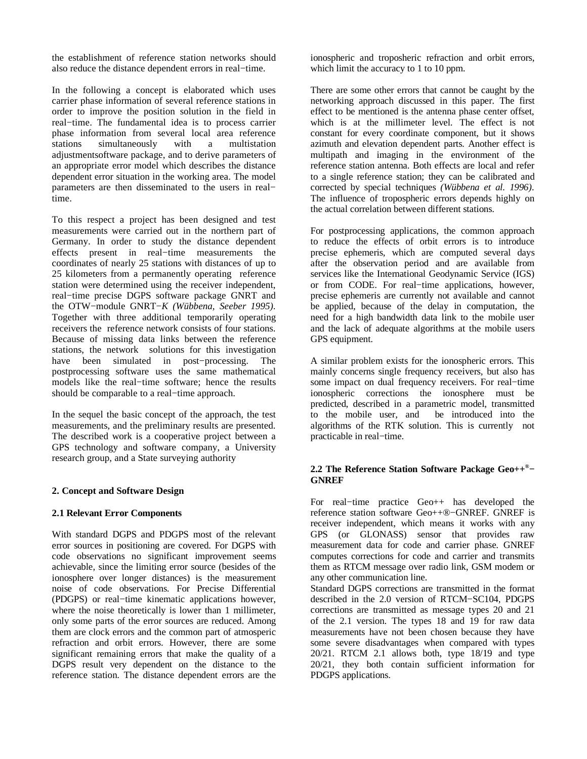the establishment of reference station networks should also reduce the distance dependent errors in real−time.

In the following a concept is elaborated which uses carrier phase information of several reference stations in order to improve the position solution in the field in real−time. The fundamental idea is to process carrier phase information from several local area reference stations simultaneously with a multistation adjustmentsoftware package, and to derive parameters of an appropriate error model which describes the distance dependent error situation in the working area. The model parameters are then disseminated to the users in real−time.

To this respect a project has been designed and test measurements were carried out in the northern part of Germany. In order to study the distance dependent effects present in real−time measurements the coordinates of nearly 25 stations with distances of up to 25 kilometers from a permanently operating reference station were determined using the receiver independent, real−time precise DGPS software package GNRT and the OTW−module GNRT−K *(Wübbena, Seeber 1995)*. Together with three additional temporarily operating receivers the reference network consists of four stations. Because of missing data links between the reference stations, the network solutions for this investigation have been simulated in post−processing. The postprocessing software uses the same mathematical models like the real−time software; hence the results should be comparable to a real−time approach.

In the sequel the basic concept of the approach, the test measurements, and the preliminary results are presented. The described work is a cooperative project between a GPS technology and software company, a University research group, and a State surveying authority

## 2. Concept and Software Design

### 2.1 Relevant Error Components

With standard DGPS and PDGPS most of the relevant error sources in positioning are covered. For DGPS with code observations no significant improvement seems achievable, since the limiting error source (besides of the ionosphere over longer distances) is the measurement noise of code observations. For Precise Differential (PDGPS) or real−time kinematic applications however, where the noise theoretically is lower than 1 millimeter, only some parts of the error sources are reduced. Among them are clock errors and the common part of atmosperic refraction and orbit errors. However, there are some significant remaining errors that make the quality of a DGPS result very dependent on the distance to the reference station. The distance dependent errors are the ionospheric and troposheric refraction and orbit errors, which limit the accuracy to 1 to 10 ppm.

There are some other errors that cannot be caught by the networking approach discussed in this paper. The first effect to be mentioned is the antenna phase center offset, which is at the millimeter level. The effect is not constant for every coordinate component, but it shows azimuth and elevation dependent parts. Another effect is multipath and imaging in the environment of the reference station antenna. Both effects are local and refer to a single reference station; they can be calibrated and corrected by special techniques *(Wübbena et al. 1996)*. The influence of tropospheric errors depends highly on the actual correlation between different stations.

For postprocessing applications, the common approach to reduce the effects of orbit errors is to introduce precise ephemeris, which are computed several days after the observation period and are available from services like the International Geodynamic Service (IGS) or from CODE. For real−time applications, however, precise ephemeris are currently not available and cannot be applied, because of the delay in computation, the need for a high bandwidth data link to the mobile user and the lack of adequate algorithms at the mobile users GPS equipment.

A similar problem exists for the ionospheric errors. This mainly concerns single frequency receivers, but also has some impact on dual frequency receivers. For real−time ionospheric corrections the ionosphere must be predicted, described in a parametric model, transmitted to the mobile user, and be introduced into the algorithms of the RTK solution. This is currently not practicable in real−time.

### 2.2 The Reference Station Software Package Geo++®−GNREF

For real−time practice Geo++ has developed the reference station software Geo++®−GNREF. GNREF is receiver independent, which means it works with any GPS (or GLONASS) sensor that provides raw measurement data for code and carrier phase. GNREF computes corrections for code and carrier and transmits them as RTCM message over radio link, GSM modem or any other communication line.

Standard DGPS corrections are transmitted in the format described in the 2.0 version of RTCM−SC104, PDGPS corrections are transmitted as message types 20 and 21 of the 2.1 version. The types 18 and 19 for raw data measurements have not been chosen because they have some severe disadvantages when compared with types 20/21. RTCM 2.1 allows both, type 18/19 and type 20/21, they both contain sufficient information for PDGPS applications.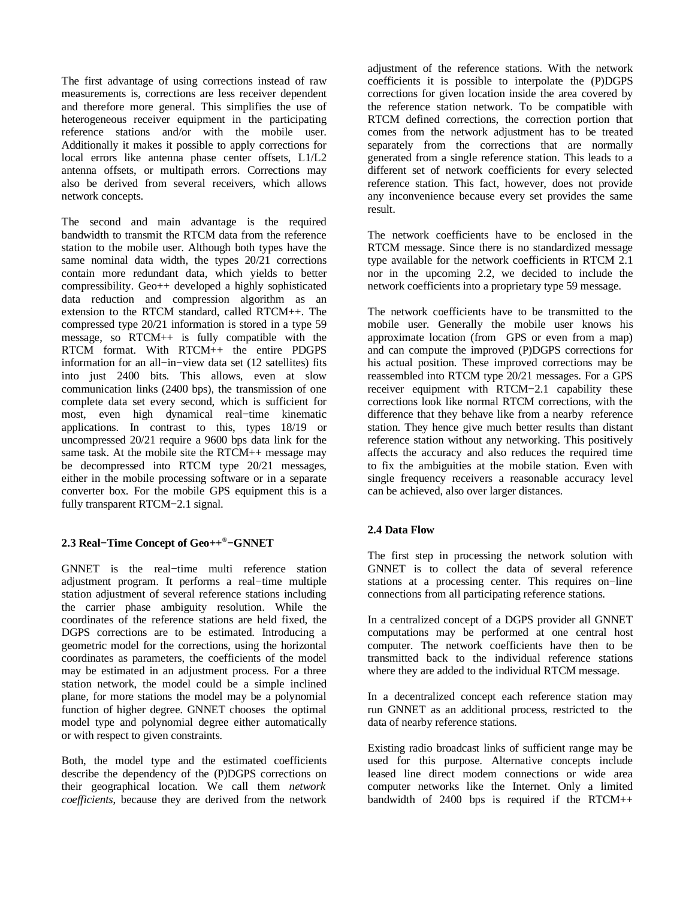The first advantage of using corrections instead of raw measurements is, corrections are less receiver dependent and therefore more general. This simplifies the use of heterogeneous receiver equipment in the participating reference stations and/or with the mobile user. Additionally it makes it possible to apply corrections for local errors like antenna phase center offsets, L1/L2 antenna offsets, or multipath errors. Corrections may also be derived from several receivers, which allows network concepts.

The second and main advantage is the required bandwidth to transmit the RTCM data from the reference station to the mobile user. Although both types have the same nominal data width, the types 20/21 corrections contain more redundant data, which yields to better compressibility. Geo++ developed a highly sophisticated data reduction and compression algorithm as an extension to the RTCM standard, called RTCM++. The compressed type 20/21 information is stored in a type 59 message, so RTCM++ is fully compatible with the RTCM format. With RTCM++ the entire PDGPS information for an all−in−view data set (12 satellites) fits into just 2400 bits. This allows, even at slow communication links (2400 bps), the transmission of one complete data set every second, which is sufficient for most, even high dynamical real−time kinematic applications. In contrast to this, types 18/19 or uncompressed 20/21 require a 9600 bps data link for the same task. At the mobile site the RTCM++ message may be decompressed into RTCM type 20/21 messages, either in the mobile processing software or in a separate converter box. For the mobile GPS equipment this is a fully transparent RTCM−2.1 signal.

### 2.3 Real−Time Concept of Geo++®−GNNET

GNNET is the real−time multi reference station adjustment program. It performs a real−time multiple station adjustment of several reference stations including the carrier phase ambiguity resolution. While the coordinates of the reference stations are held fixed, the DGPS corrections are to be estimated. Introducing a geometric model for the corrections, using the horizontal coordinates as parameters, the coefficients of the model may be estimated in an adjustment process. For a three station network, the model could be a simple inclined plane, for more stations the model may be a polynomial function of higher degree. GNNET chooses the optimal model type and polynomial degree either automatically or with respect to given constraints.

Both, the model type and the estimated coefficients describe the dependency of the (P)DGPS corrections on their geographical location. We call them *network coefficients*, because they are derived from the network adjustment of the reference stations. With the network coefficients it is possible to interpolate the (P)DGPS corrections for given location inside the area covered by the reference station network. To be compatible with RTCM defined corrections, the correction portion that comes from the network adjustment has to be treated separately from the corrections that are normally generated from a single reference station. This leads to a different set of network coefficients for every selected reference station. This fact, however, does not provide any inconvenience because every set provides the same result.

The network coefficients have to be enclosed in the RTCM message. Since there is no standardized message type available for the network coefficients in RTCM 2.1 nor in the upcoming 2.2, we decided to include the network coefficients into a proprietary type 59 message.

The network coefficients have to be transmitted to the mobile user. Generally the mobile user knows his approximate location (from GPS or even from a map) and can compute the improved (P)DGPS corrections for his actual position. These improved corrections may be reassembled into RTCM type 20/21 messages. For a GPS receiver equipment with RTCM−2.1 capability these corrections look like normal RTCM corrections, with the difference that they behave like from a nearby reference station. They hence give much better results than distant reference station without any networking. This positively affects the accuracy and also reduces the required time to fix the ambiguities at the mobile station. Even with single frequency receivers a reasonable accuracy level can be achieved, also over larger distances.

### 2.4 Data Flow

The first step in processing the network solution with GNNET is to collect the data of several reference stations at a processing center. This requires on−line connections from all participating reference stations.

In a centralized concept of a DGPS provider all GNNET computations may be performed at one central host computer. The network coefficients have then to be transmitted back to the individual reference stations where they are added to the individual RTCM message.

In a decentralized concept each reference station may run GNNET as an additional process, restricted to the data of nearby reference stations.

Existing radio broadcast links of sufficient range may be used for this purpose. Alternative concepts include leased line direct modem connections or wide area computer networks like the Internet. Only a limited bandwidth of 2400 bps is required if the RTCM++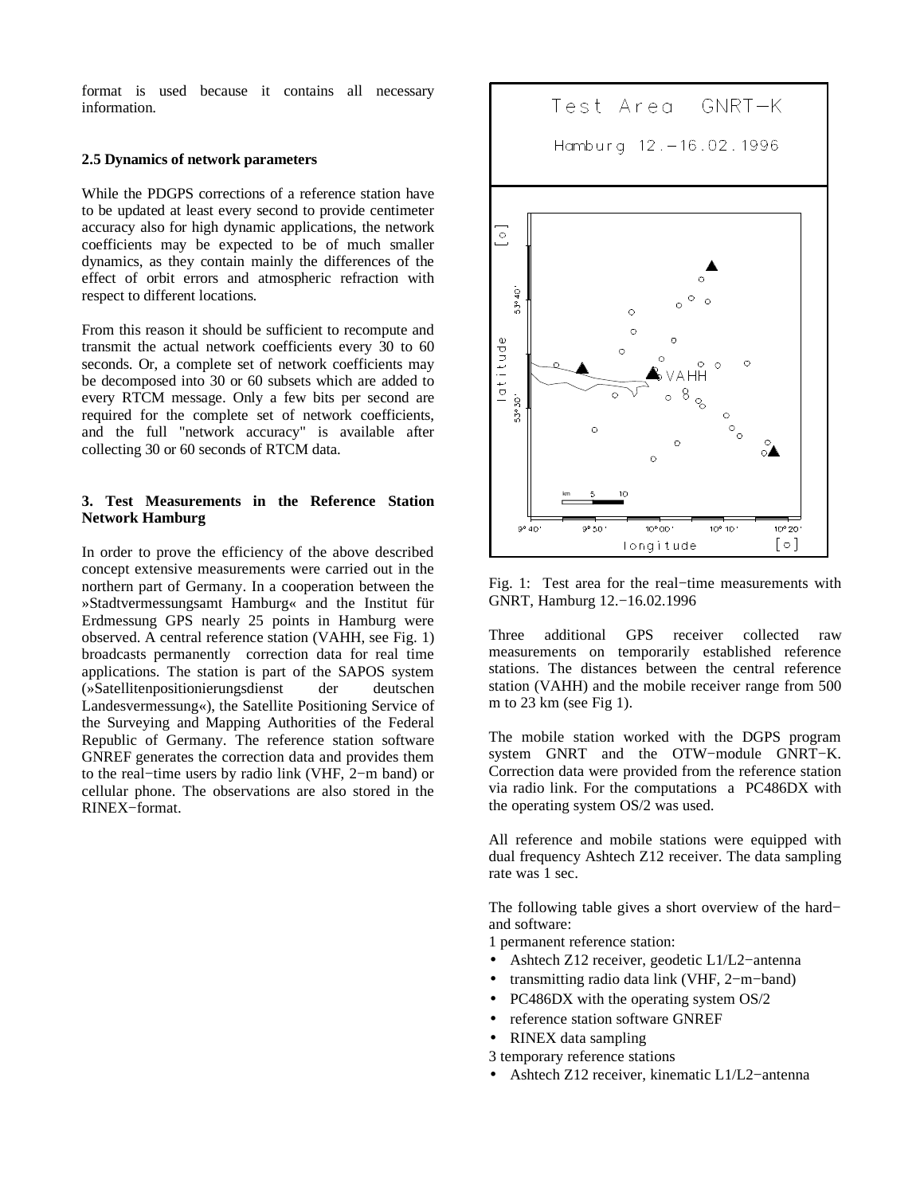format is used because it contains all necessary information.

### 2.5 Dynamics of network parameters

While the PDGPS corrections of a reference station have to be updated at least every second to provide centimeter accuracy also for high dynamic applications, the network coefficients may be expected to be of much smaller dynamics, as they contain mainly the differences of the effect of orbit errors and atmospheric refraction with respect to different locations.

From this reason it should be sufficient to recompute and transmit the actual network coefficients every 30 to 60 seconds. Or, a complete set of network coefficients may be decomposed into 30 or 60 subsets which are added to every RTCM message. Only a few bits per second are required for the complete set of network coefficients, and the full "network accuracy" is available after collecting 30 or 60 seconds of RTCM data.

## 3. Test Measurements in the Reference Station Network Hamburg

In order to prove the efficiency of the above described concept extensive measurements were carried out in the northern part of Germany. In a cooperation between the »Stadtvermessungsamt Hamburg« and the Institut für Erdmessung GPS nearly 25 points in Hamburg were observed. A central reference station (VAHH, see Fig. 1) broadcasts permanently correction data for real time applications. The station is part of the SAPOS system (»Satellitenpositionierungsdienst der deutschen Landesvermessung«), the Satellite Positioning Service of the Surveying and Mapping Authorities of the Federal Republic of Germany. The reference station software GNREF generates the correction data and provides them to the real−time users by radio link (VHF, 2−m band) or cellular phone. The observations are also stored in the RINEX−format.

Fig. 1: Test area for the real−time measurements with GNRT, Hamburg 12.−16.02.1996

Three additional GPS receiver collected raw measurements on temporarily established reference stations. The distances between the central reference station (VAHH) and the mobile receiver range from 500 m to 23 km (see Fig 1).

The mobile station worked with the DGPS program system GNRT and the OTW−module GNRT−K. Correction data were provided from the reference station via radio link. For the computations a PC486DX with the operating system OS/2 was used.

All reference and mobile stations were equipped with dual frequency Ashtech Z12 receiver. The data sampling rate was 1 sec.

The following table gives a short overview of the hard− and software:

1 permanent reference station:

- Ashtech Z12 receiver, geodetic L1/L2−antenna
- transmitting radio data link (VHF, 2−m−band)
- PC486DX with the operating system OS/2
- reference station software GNREF
- RINEX data sampling

3 temporary reference stations

- Ashtech Z12 receiver, kinematic L1/L2−antenna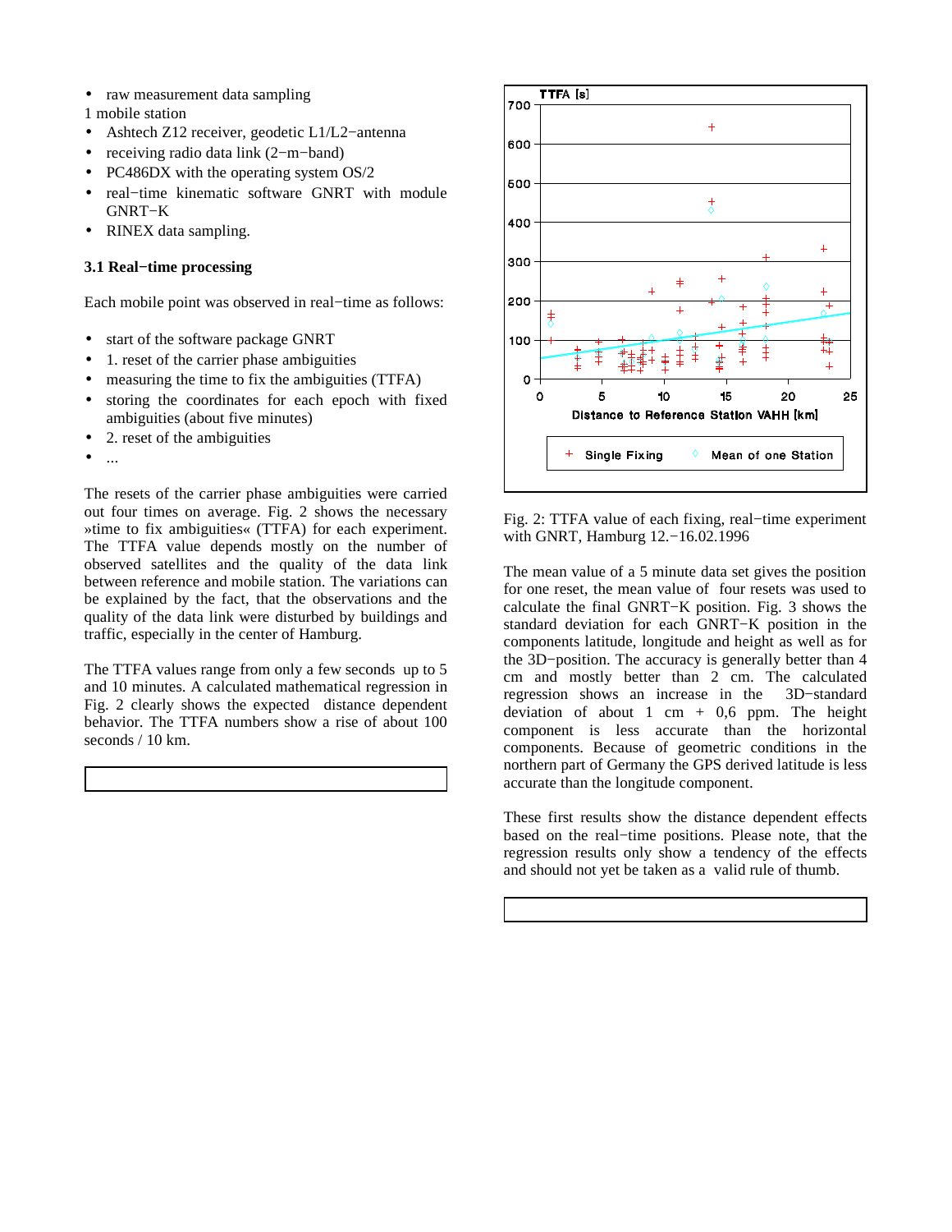- raw measurement data sampling

1 mobile station

- Ashtech Z12 receiver, geodetic L1/L2−antenna
- receiving radio data link (2−m−band)
- PC486DX with the operating system OS/2
- real−time kinematic software GNRT with module GNRT−K
- RINEX data sampling.

### 3.1 Real−time processing

Each mobile point was observed in real−time as follows:

- start of the software package GNRT
- 1. reset of the carrier phase ambiguities
- measuring the time to fix the ambiguities (TTFA)
- storing the coordinates for each epoch with fixed ambiguities (about five minutes)
- 2. reset of the ambiguities
- ...

The resets of the carrier phase ambiguities were carried out four times on average. Fig. 2 shows the necessary »time to fix ambiguities« (TTFA) for each experiment. The TTFA value depends mostly on the number of observed satellites and the quality of the data link between reference and mobile station. The variations can be explained by the fact, that the observations and the quality of the data link were disturbed by buildings and traffic, especially in the center of Hamburg.

The TTFA values range from only a few seconds up to 5 and 10 minutes. A calculated mathematical regression in Fig. 2 clearly shows the expected distance dependent behavior. The TTFA numbers show a rise of about 100 seconds / 10 km.

Fig. 2: TTFA value of each fixing, real−time experiment with GNRT, Hamburg 12.−16.02.1996

The mean value of a 5 minute data set gives the position for one reset, the mean value of four resets was used to calculate the final GNRT−K position. Fig. 3 shows the standard deviation for each GNRT−K position in the components latitude, longitude and height as well as for the 3D−position. The accuracy is generally better than 4 cm and mostly better than 2 cm. The calculated regression shows an increase in the 3D−standard deviation of about 1 cm + 0,6 ppm. The height component is less accurate than the horizontal components. Because of geometric conditions in the northern part of Germany the GPS derived latitude is less accurate than the longitude component.

These first results show the distance dependent effects based on the real−time positions. Please note, that the regression results only show a tendency of the effects and should not yet be taken as a valid rule of thumb.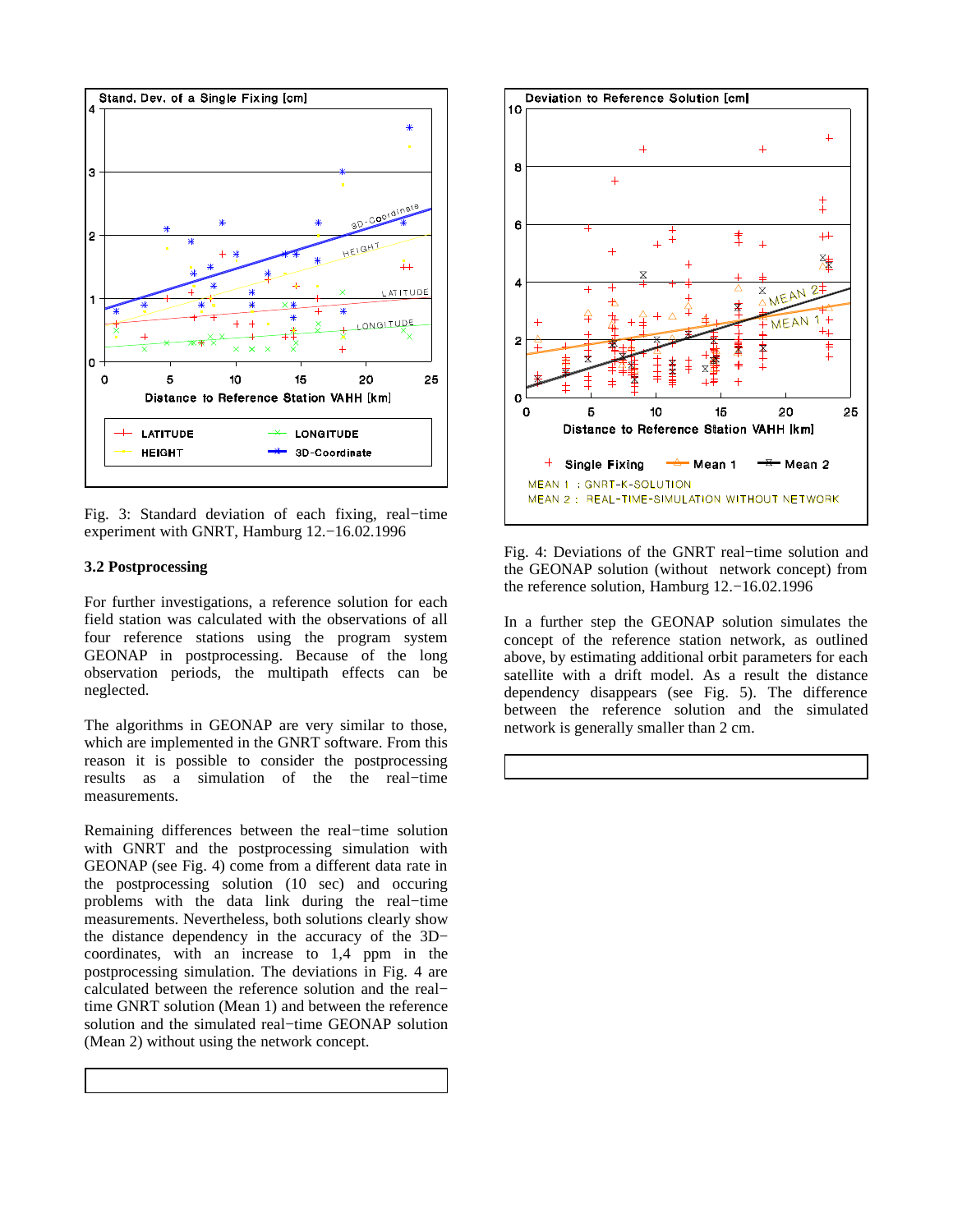Fig. 3: Standard deviation of each fixing, real−time experiment with GNRT, Hamburg 12.−16.02.1996

### 3.2 Postprocessing

For further investigations, a reference solution for each field station was calculated with the observations of all four reference stations using the program system GEONAP in postprocessing. Because of the long observation periods, the multipath effects can be neglected.

The algorithms in GEONAP are very similar to those, which are implemented in the GNRT software. From this reason it is possible to consider the postprocessing results as a simulation of the the real−time measurements.

Remaining differences between the real−time solution with GNRT and the postprocessing simulation with GEONAP (see Fig. 4) come from a different data rate in the postprocessing solution (10 sec) and occuring problems with the data link during the real−time measurements. Nevertheless, both solutions clearly show the distance dependency in the accuracy of the 3D−coordinates, with an increase to 1,4 ppm in the postprocessing simulation. The deviations in Fig. 4 are calculated between the reference solution and the real−time GNRT solution (Mean 1) and between the reference solution and the simulated real−time GEONAP solution (Mean 2) without using the network concept.

Fig. 4: Deviations of the GNRT real−time solution and the GEONAP solution (without network concept) from the reference solution, Hamburg 12.−16.02.1996

In a further step the GEONAP solution simulates the concept of the reference station network, as outlined above, by estimating additional orbit parameters for each satellite with a drift model. As a result the distance dependency disappears (see Fig. 5). The difference between the reference solution and the simulated network is generally smaller than 2 cm.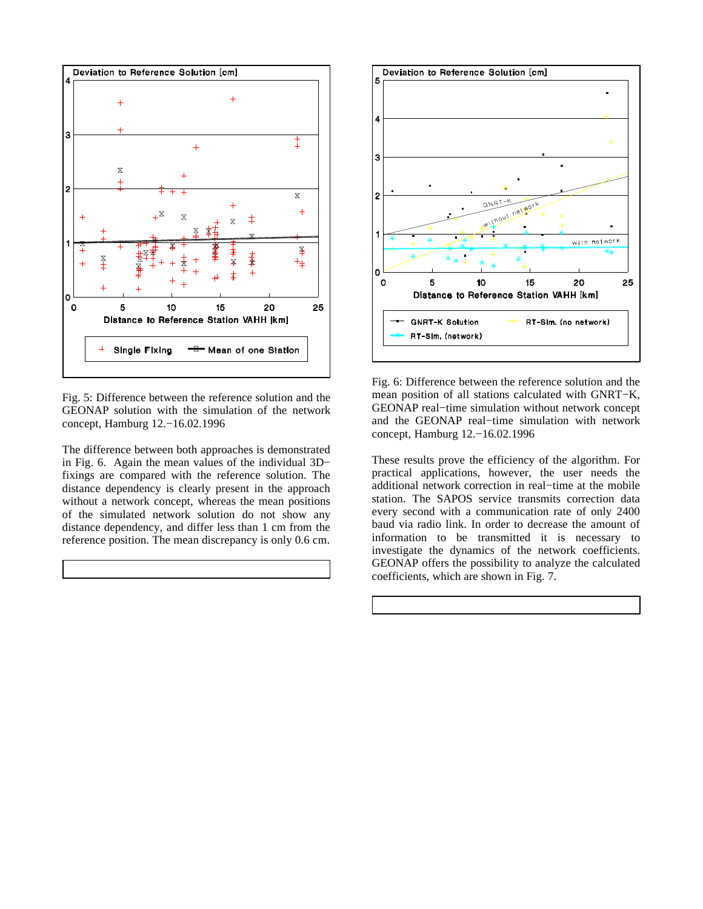Fig. 5: Difference between the reference solution and the GEONAP solution with the simulation of the network concept, Hamburg 12.−16.02.1996

The difference between both approaches is demonstrated in Fig. 6. Again the mean values of the individual 3D−fixings are compared with the reference solution. The distance dependency is clearly present in the approach without a network concept, whereas the mean positions of the simulated network solution do not show any distance dependency, and differ less than 1 cm from the reference position. The mean discrepancy is only 0.6 cm.

Fig. 6: Difference between the reference solution and the mean position of all stations calculated with GNRT−K, GEONAP real−time simulation without network concept and the GEONAP real−time simulation with network concept, Hamburg 12.−16.02.1996

These results prove the efficiency of the algorithm. For practical applications, however, the user needs the additional network correction in real−time at the mobile station. The SAPOS service transmits correction data every second with a communication rate of only 2400 baud via radio link. In order to decrease the amount of information to be transmitted it is necessary to investigate the dynamics of the network coefficients. GEONAP offers the possibility to analyze the calculated coefficients, which are shown in Fig. 7.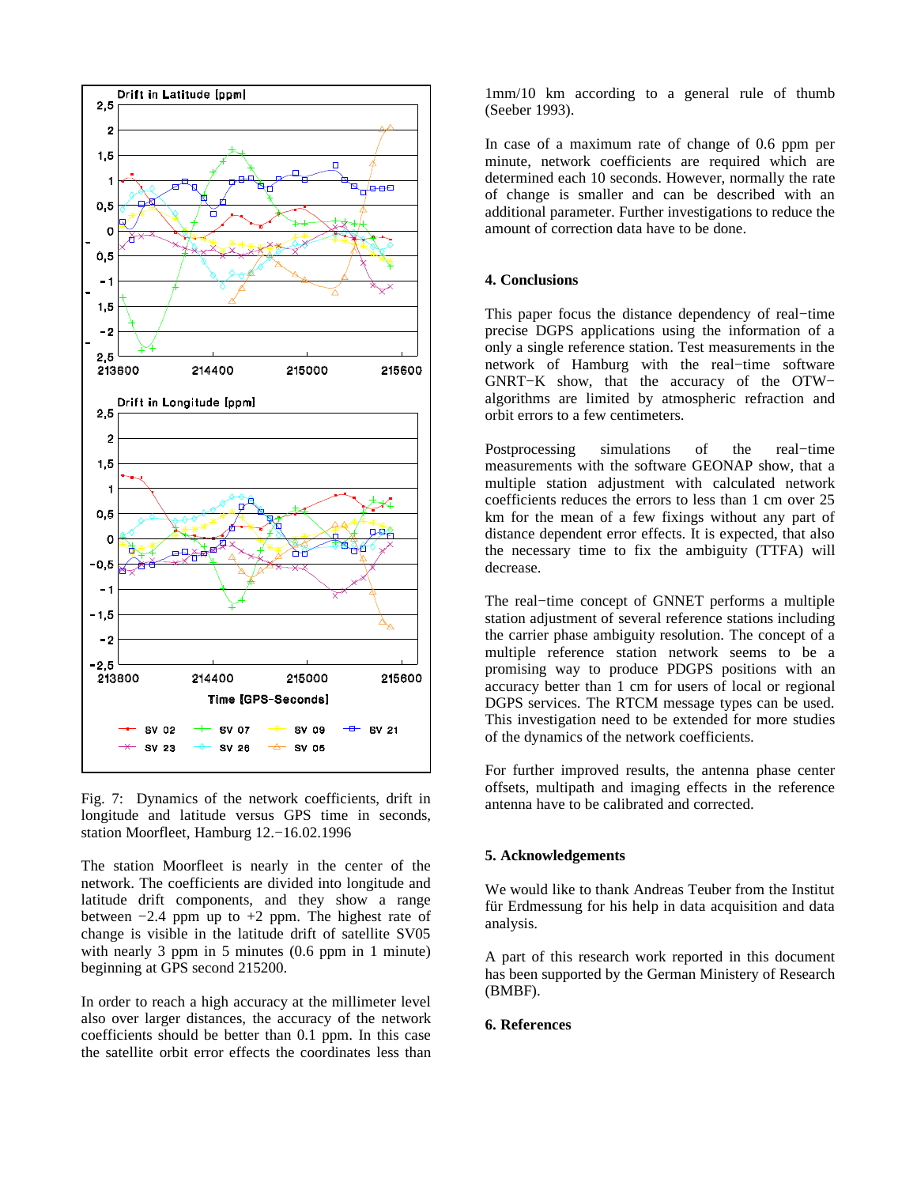Fig. 7: Dynamics of the network coefficients, drift in longitude and latitude versus GPS time in seconds, station Moorfleet, Hamburg 12.−16.02.1996

The station Moorfleet is nearly in the center of the network. The coefficients are divided into longitude and latitude drift components, and they show a range between −2.4 ppm up to +2 ppm. The highest rate of change is visible in the latitude drift of satellite SV05 with nearly 3 ppm in 5 minutes (0.6 ppm in 1 minute) beginning at GPS second 215200.

In order to reach a high accuracy at the millimeter level also over larger distances, the accuracy of the network coefficients should be better than 0.1 ppm. In this case the satellite orbit error effects the coordinates less than 1mm/10 km according to a general rule of thumb (Seeber 1993).

In case of a maximum rate of change of 0.6 ppm per minute, network coefficients are required which are determined each 10 seconds. However, normally the rate of change is smaller and can be described with an additional parameter. Further investigations to reduce the amount of correction data have to be done.

## 4. Conclusions

This paper focus the distance dependency of real−time precise DGPS applications using the information of a only a single reference station. Test measurements in the network of Hamburg with the real−time software GNRT−K show, that the accuracy of the OTW−algorithms are limited by atmospheric refraction and orbit errors to a few centimeters.

Postprocessing simulations of the real−time measurements with the software GEONAP show, that a multiple station adjustment with calculated network coefficients reduces the errors to less than 1 cm over 25 km for the mean of a few fixings without any part of distance dependent error effects. It is expected, that also the necessary time to fix the ambiguity (TTFA) will decrease.

The real−time concept of GNNET performs a multiple station adjustment of several reference stations including the carrier phase ambiguity resolution. The concept of a multiple reference station network seems to be a promising way to produce PDGPS positions with an accuracy better than 1 cm for users of local or regional DGPS services. The RTCM message types can be used. This investigation need to be extended for more studies of the dynamics of the network coefficients.

For further improved results, the antenna phase center offsets, multipath and imaging effects in the reference antenna have to be calibrated and corrected.

## 5. Acknowledgements

We would like to thank Andreas Teuber from the Institut für Erdmessung for his help in data acquisition and data analysis.

A part of this research work reported in this document has been supported by the German Ministery of Research (BMBF).

## 6. References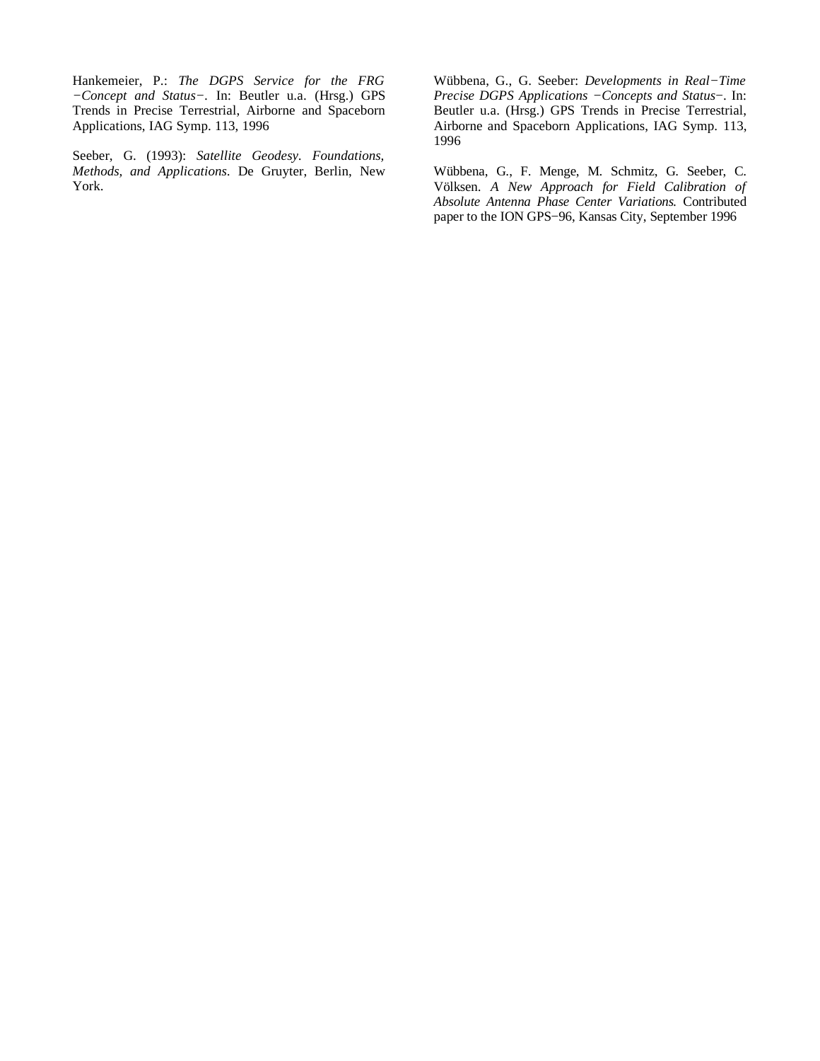Hankemeier, P.: *The DGPS Service for the FRG −Concept and Status−*. In: Beutler u.a. (Hrsg.) GPS Trends in Precise Terrestrial, Airborne and Spaceborn Applications, IAG Symp. 113, 1996

Seeber, G. (1993): *Satellite Geodesy. Foundations, Methods, and Applications.* De Gruyter, Berlin, New York.

Wübbena, G., G. Seeber: *Developments in Real−Time Precise DGPS Applications −Concepts and Status−*. In: Beutler u.a. (Hrsg.) GPS Trends in Precise Terrestrial, Airborne and Spaceborn Applications, IAG Symp. 113, 1996

Wübbena, G., F. Menge, M. Schmitz, G. Seeber, C. Völksen. *A New Approach for Field Calibration of Absolute Antenna Phase Center Variations.* Contributed paper to the ION GPS−96, Kansas City, September 1996